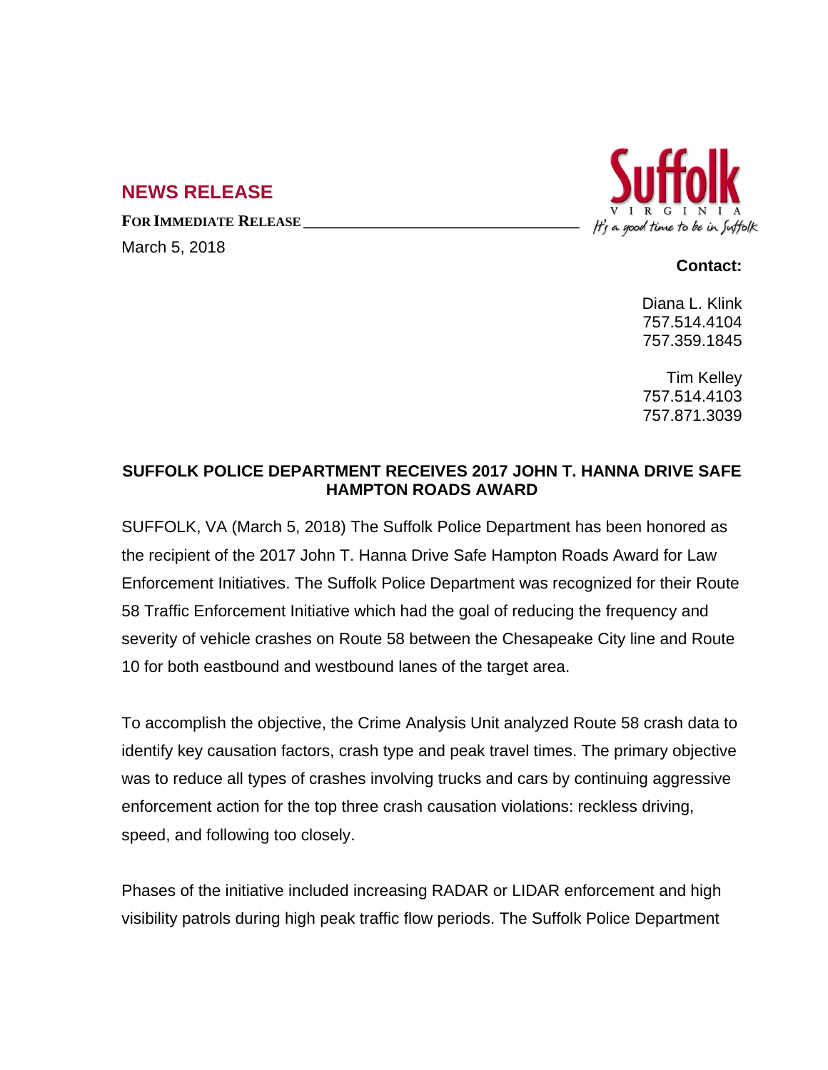## NEWS RELEASE

**FOR IMMEDIATE RELEASE**

March 5, 2018

Suffolk
VIRGINIA
*It's a good time to be in Suffolk*

**Contact:**

Diana L. Klink
757.514.4104
757.359.1845

Tim Kelley
757.514.4103
757.871.3039

### SUFFOLK POLICE DEPARTMENT RECEIVES 2017 JOHN T. HANNA DRIVE SAFE HAMPTON ROADS AWARD

SUFFOLK, VA (March 5, 2018) The Suffolk Police Department has been honored as the recipient of the 2017 John T. Hanna Drive Safe Hampton Roads Award for Law Enforcement Initiatives. The Suffolk Police Department was recognized for their Route 58 Traffic Enforcement Initiative which had the goal of reducing the frequency and severity of vehicle crashes on Route 58 between the Chesapeake City line and Route 10 for both eastbound and westbound lanes of the target area.

To accomplish the objective, the Crime Analysis Unit analyzed Route 58 crash data to identify key causation factors, crash type and peak travel times. The primary objective was to reduce all types of crashes involving trucks and cars by continuing aggressive enforcement action for the top three crash causation violations: reckless driving, speed, and following too closely.

Phases of the initiative included increasing RADAR or LIDAR enforcement and high visibility patrols during high peak traffic flow periods. The Suffolk Police Department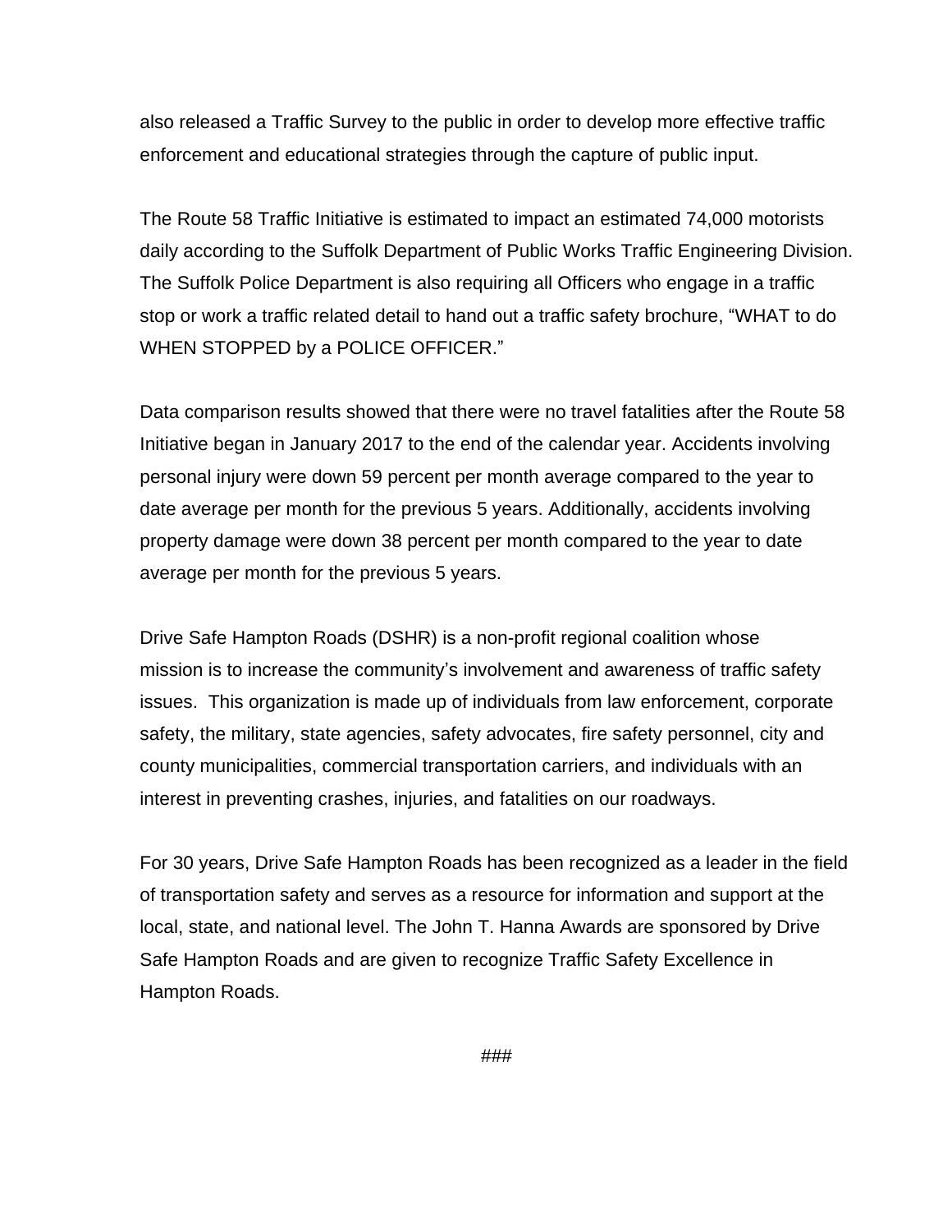also released a Traffic Survey to the public in order to develop more effective traffic enforcement and educational strategies through the capture of public input.

The Route 58 Traffic Initiative is estimated to impact an estimated 74,000 motorists daily according to the Suffolk Department of Public Works Traffic Engineering Division. The Suffolk Police Department is also requiring all Officers who engage in a traffic stop or work a traffic related detail to hand out a traffic safety brochure, "WHAT to do WHEN STOPPED by a POLICE OFFICER."

Data comparison results showed that there were no travel fatalities after the Route 58 Initiative began in January 2017 to the end of the calendar year. Accidents involving personal injury were down 59 percent per month average compared to the year to date average per month for the previous 5 years. Additionally, accidents involving property damage were down 38 percent per month compared to the year to date average per month for the previous 5 years.

Drive Safe Hampton Roads (DSHR) is a non-profit regional coalition whose mission is to increase the community's involvement and awareness of traffic safety issues. This organization is made up of individuals from law enforcement, corporate safety, the military, state agencies, safety advocates, fire safety personnel, city and county municipalities, commercial transportation carriers, and individuals with an interest in preventing crashes, injuries, and fatalities on our roadways.

For 30 years, Drive Safe Hampton Roads has been recognized as a leader in the field of transportation safety and serves as a resource for information and support at the local, state, and national level. The John T. Hanna Awards are sponsored by Drive Safe Hampton Roads and are given to recognize Traffic Safety Excellence in Hampton Roads.

###